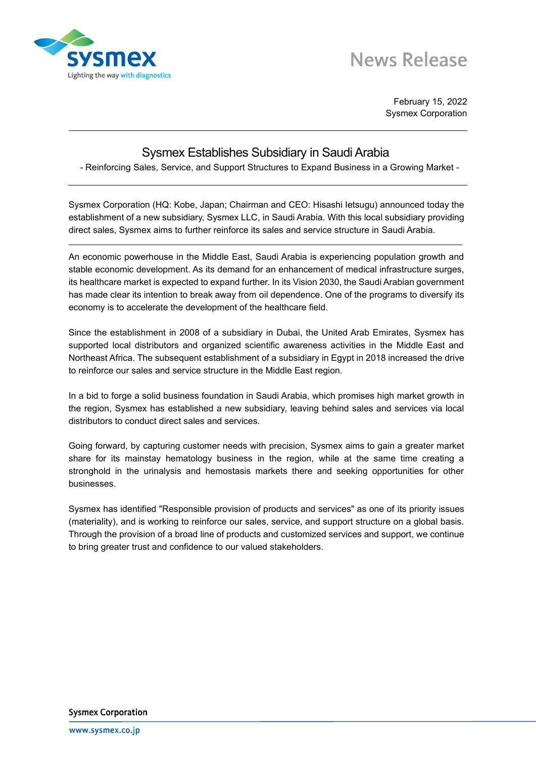News Release

February 15, 2022
Sysmex Corporation

# Sysmex Establishes Subsidiary in Saudi Arabia

- Reinforcing Sales, Service, and Support Structures to Expand Business in a Growing Market -

Sysmex Corporation (HQ: Kobe, Japan; Chairman and CEO: Hisashi Ietsugu) announced today the establishment of a new subsidiary, Sysmex LLC, in Saudi Arabia. With this local subsidiary providing direct sales, Sysmex aims to further reinforce its sales and service structure in Saudi Arabia.

An economic powerhouse in the Middle East, Saudi Arabia is experiencing population growth and stable economic development. As its demand for an enhancement of medical infrastructure surges, its healthcare market is expected to expand further. In its Vision 2030, the Saudi Arabian government has made clear its intention to break away from oil dependence. One of the programs to diversify its economy is to accelerate the development of the healthcare field.

Since the establishment in 2008 of a subsidiary in Dubai, the United Arab Emirates, Sysmex has supported local distributors and organized scientific awareness activities in the Middle East and Northeast Africa. The subsequent establishment of a subsidiary in Egypt in 2018 increased the drive to reinforce our sales and service structure in the Middle East region.

In a bid to forge a solid business foundation in Saudi Arabia, which promises high market growth in the region, Sysmex has established a new subsidiary, leaving behind sales and services via local distributors to conduct direct sales and services.

Going forward, by capturing customer needs with precision, Sysmex aims to gain a greater market share for its mainstay hematology business in the region, while at the same time creating a stronghold in the urinalysis and hemostasis markets there and seeking opportunities for other businesses.

Sysmex has identified "Responsible provision of products and services" as one of its priority issues (materiality), and is working to reinforce our sales, service, and support structure on a global basis. Through the provision of a broad line of products and customized services and support, we continue to bring greater trust and confidence to our valued stakeholders.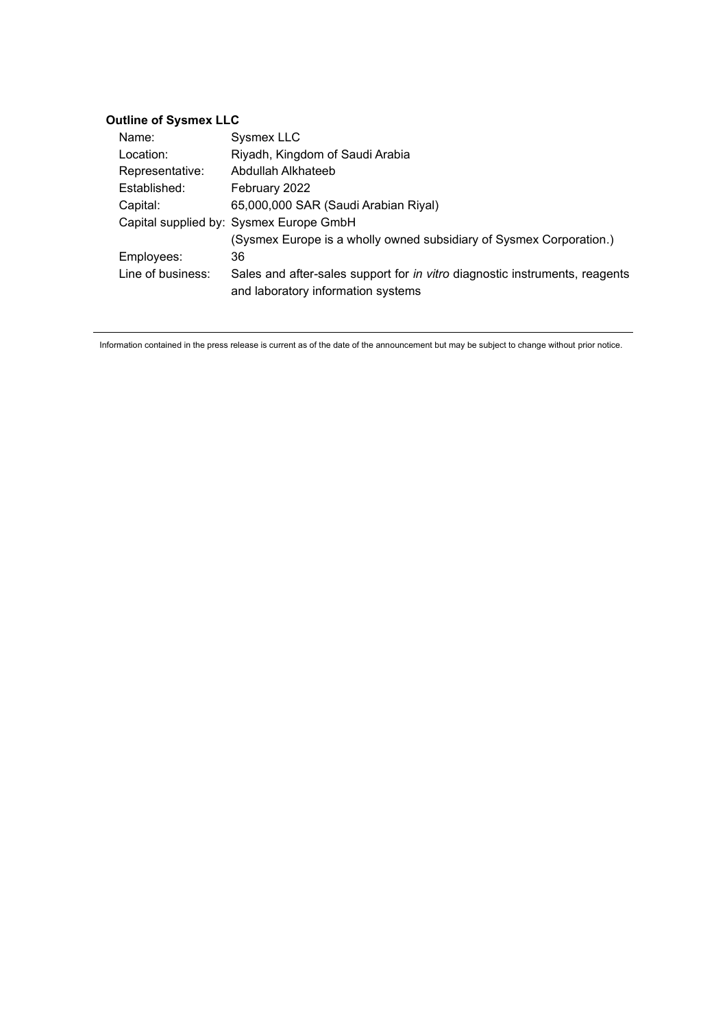**Outline of Sysmex LLC**

| | |
|---|---|
| Name: | Sysmex LLC |
| Location: | Riyadh, Kingdom of Saudi Arabia |
| Representative: | Abdullah Alkhateeb |
| Established: | February 2022 |
| Capital: | 65,000,000 SAR (Saudi Arabian Riyal) |
| Capital supplied by: | Sysmex Europe GmbH (Sysmex Europe is a wholly owned subsidiary of Sysmex Corporation.) |
| Employees: | 36 |
| Line of business: | Sales and after-sales support for *in vitro* diagnostic instruments, reagents and laboratory information systems |

---

Information contained in the press release is current as of the date of the announcement but may be subject to change without prior notice.